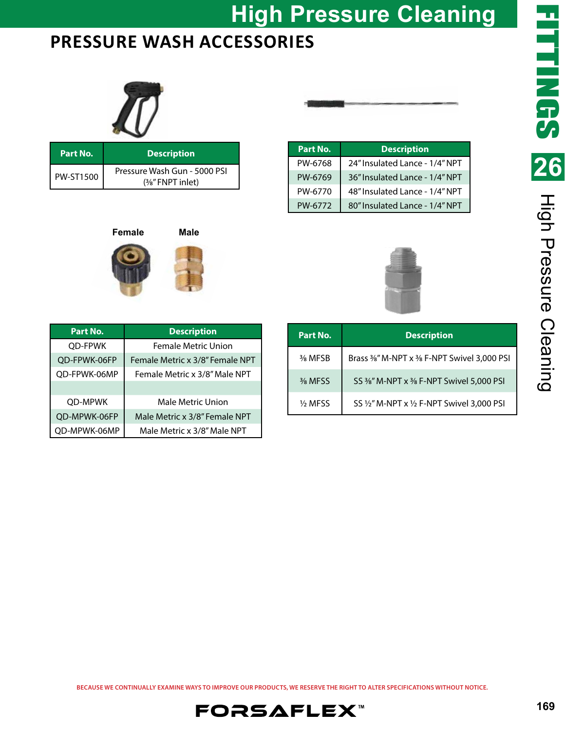# High Pressure Cleaning

## PRESSURE WASH ACCESSORIES

| Part No. | Description |
|---|---|
| PW-ST1500 | Pressure Wash Gun - 5000 PSI (⅜" FNPT inlet) |

| Part No. | Description |
|---|---|
| PW-6768 | 24" Insulated Lance - 1/4" NPT |
| PW-6769 | 36" Insulated Lance - 1/4" NPT |
| PW-6770 | 48" Insulated Lance - 1/4" NPT |
| PW-6772 | 80" Insulated Lance - 1/4" NPT |

Female Male

| Part No. | Description |
|---|---|
| QD-FPWK | Female Metric Union |
| QD-FPWK-06FP | Female Metric x 3/8" Female NPT |
| QD-FPWK-06MP | Female Metric x 3/8" Male NPT |
| | |
| QD-MPWK | Male Metric Union |
| QD-MPWK-06FP | Male Metric x 3/8" Female NPT |
| QD-MPWK-06MP | Male Metric x 3/8" Male NPT |

| Part No. | Description |
|---|---|
| ⅜ MFSB | Brass ⅜" M-NPT x ⅜ F-NPT Swivel 3,000 PSI |
| ⅜ MFSS | SS ⅜" M-NPT x ⅜ F-NPT Swivel 5,000 PSI |
| ½ MFSS | SS ½" M-NPT x ½ F-NPT Swivel 3,000 PSI |

BECAUSE WE CONTINUALLY EXAMINE WAYS TO IMPROVE OUR PRODUCTS, WE RESERVE THE RIGHT TO ALTER SPECIFICATIONS WITHOUT NOTICE.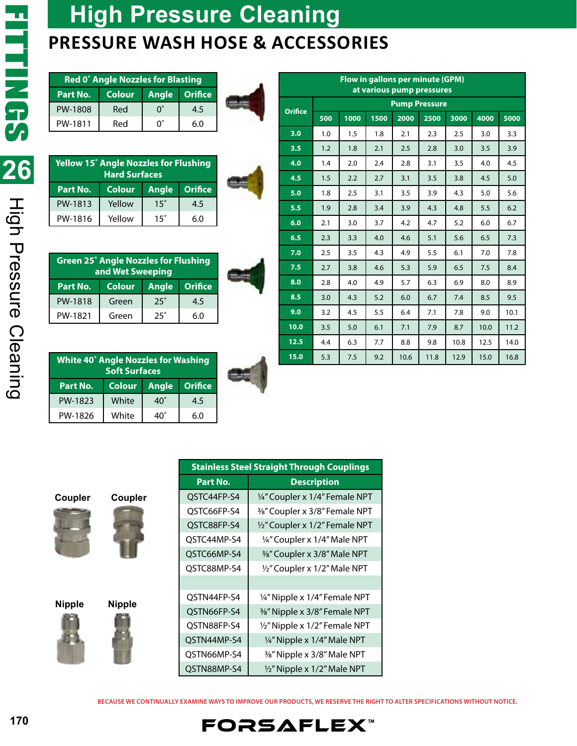# High Pressure Cleaning

## PRESSURE WASH HOSE & ACCESSORIES

| Red 0˚ Angle Nozzles for Blasting | | | |
|---|---|---|---|
| **Part No.** | **Colour** | **Angle** | **Orifice** |
| PW-1808 | Red | 0˚ | 4.5 |
| PW-1811 | Red | 0˚ | 6.0 |

| Yellow 15˚ Angle Nozzles for Flushing Hard Surfaces | | | |
|---|---|---|---|
| **Part No.** | **Colour** | **Angle** | **Orifice** |
| PW-1813 | Yellow | 15˚ | 4.5 |
| PW-1816 | Yellow | 15˚ | 6.0 |

| Green 25˚ Angle Nozzles for Flushing and Wet Sweeping | | | |
|---|---|---|---|
| **Part No.** | **Colour** | **Angle** | **Orifice** |
| PW-1818 | Green | 25˚ | 4.5 |
| PW-1821 | Green | 25˚ | 6.0 |

| White 40˚ Angle Nozzles for Washing Soft Surfaces | | | |
|---|---|---|---|
| **Part No.** | **Colour** | **Angle** | **Orifice** |
| PW-1823 | White | 40˚ | 4.5 |
| PW-1826 | White | 40˚ | 6.0 |

**Flow in gallons per minute (GPM) at various pump pressures**

| Orifice | Pump Pressure | | | | | | | |
|---|---|---|---|---|---|---|---|---|
| | 500 | 1000 | 1500 | 2000 | 2500 | 3000 | 4000 | 5000 |
| 3.0 | 1.0 | 1.5 | 1.8 | 2.1 | 2.3 | 2.5 | 3.0 | 3.3 |
| 3.5 | 1.2 | 1.8 | 2.1 | 2.5 | 2.8 | 3.0 | 3.5 | 3.9 |
| 4.0 | 1.4 | 2.0 | 2.4 | 2.8 | 3.1 | 3.5 | 4.0 | 4.5 |
| 4.5 | 1.5 | 2.2 | 2.7 | 3.1 | 3.5 | 3.8 | 4.5 | 5.0 |
| 5.0 | 1.8 | 2.5 | 3.1 | 3.5 | 3.9 | 4.3 | 5.0 | 5.6 |
| 5.5 | 1.9 | 2.8 | 3.4 | 3.9 | 4.3 | 4.8 | 5.5 | 6.2 |
| 6.0 | 2.1 | 3.0 | 3.7 | 4.2 | 4.7 | 5.2 | 6.0 | 6.7 |
| 6.5 | 2.3 | 3.3 | 4.0 | 4.6 | 5.1 | 5.6 | 6.5 | 7.3 |
| 7.0 | 2.5 | 3.5 | 4.3 | 4.9 | 5.5 | 6.1 | 7.0 | 7.8 |
| 7.5 | 2.7 | 3.8 | 4.6 | 5.3 | 5.9 | 6.5 | 7.5 | 8.4 |
| 8.0 | 2.8 | 4.0 | 4.9 | 5.7 | 6.3 | 6.9 | 8.0 | 8.9 |
| 8.5 | 3.0 | 4.3 | 5.2 | 6.0 | 6.7 | 7.4 | 8.5 | 9.5 |
| 9.0 | 3.2 | 4.5 | 5.5 | 6.4 | 7.1 | 7.8 | 9.0 | 10.1 |
| 10.0 | 3.5 | 5.0 | 6.1 | 7.1 | 7.9 | 8.7 | 10.0 | 11.2 |
| 12.5 | 4.4 | 6.3 | 7.7 | 8.8 | 9.8 | 10.8 | 12.5 | 14.0 |
| 15.0 | 5.3 | 7.5 | 9.2 | 10.6 | 11.8 | 12.9 | 15.0 | 16.8 |

Coupler Coupler

Nipple Nipple

| Stainless Steel Straight Through Couplings | |
|---|---|
| **Part No.** | **Description** |
| QSTC44FP-S4 | ¼" Coupler x 1/4" Female NPT |
| QSTC66FP-S4 | ⅜" Coupler x 3/8" Female NPT |
| QSTC88FP-S4 | ½" Coupler x 1/2" Female NPT |
| QSTC44MP-S4 | ¼" Coupler x 1/4" Male NPT |
| QSTC66MP-S4 | ⅜" Coupler x 3/8" Male NPT |
| QSTC88MP-S4 | ½" Coupler x 1/2" Male NPT |
| | |
| QSTN44FP-S4 | ¼" Nipple x 1/4" Female NPT |
| QSTN66FP-S4 | ⅜" Nipple x 3/8" Female NPT |
| QSTN88FP-S4 | ½" Nipple x 1/2" Female NPT |
| QSTN44MP-S4 | ¼" Nipple x 1/4" Male NPT |
| QSTN66MP-S4 | ⅜" Nipple x 3/8" Male NPT |
| QSTN88MP-S4 | ½" Nipple x 1/2" Male NPT |

BECAUSE WE CONTINUALLY EXAMINE WAYS TO IMPROVE OUR PRODUCTS, WE RESERVE THE RIGHT TO ALTER SPECIFICATIONS WITHOUT NOTICE.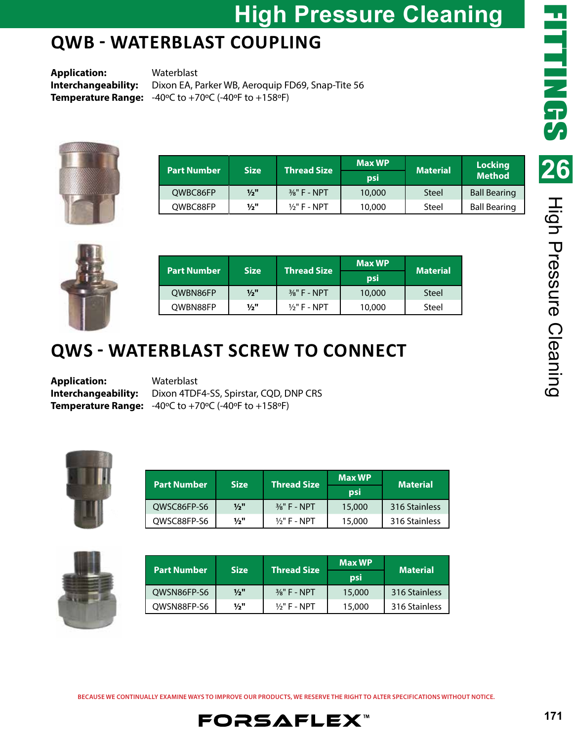# High Pressure Cleaning

## QWB - WATERBLAST COUPLING

**Application:** Waterblast
**Interchangeability:** Dixon EA, Parker WB, Aeroquip FD69, Snap-Tite 56
**Temperature Range:** -40ºC to +70ºC (-40ºF to +158ºF)

| Part Number | Size | Thread Size | Max WP | Material | Locking Method |
|---|---|---|---|---|---|
| | | | psi | | |
| QWBC86FP | ½" | ⅜" F - NPT | 10,000 | Steel | Ball Bearing |
| QWBC88FP | ½" | ½" F - NPT | 10,000 | Steel | Ball Bearing |

| Part Number | Size | Thread Size | Max WP | Material |
|---|---|---|---|---|
| | | | psi | |
| QWBN86FP | ½" | ⅜" F - NPT | 10,000 | Steel |
| QWBN88FP | ½" | ½" F - NPT | 10,000 | Steel |

## QWS - WATERBLAST SCREW TO CONNECT

**Application:** Waterblast
**Interchangeability:** Dixon 4TDF4-SS, Spirstar, CQD, DNP CRS
**Temperature Range:** -40ºC to +70ºC (-40ºF to +158ºF)

| Part Number | Size | Thread Size | Max WP | Material |
|---|---|---|---|---|
| | | | psi | |
| QWSC86FP-S6 | ½" | ⅜" F - NPT | 15,000 | 316 Stainless |
| QWSC88FP-S6 | ½" | ½" F - NPT | 15,000 | 316 Stainless |

| Part Number | Size | Thread Size | Max WP | Material |
|---|---|---|---|---|
| | | | psi | |
| QWSN86FP-S6 | ½" | ⅜" F - NPT | 15,000 | 316 Stainless |
| QWSN88FP-S6 | ½" | ½" F - NPT | 15,000 | 316 Stainless |

BECAUSE WE CONTINUALLY EXAMINE WAYS TO IMPROVE OUR PRODUCTS, WE RESERVE THE RIGHT TO ALTER SPECIFICATIONS WITHOUT NOTICE.